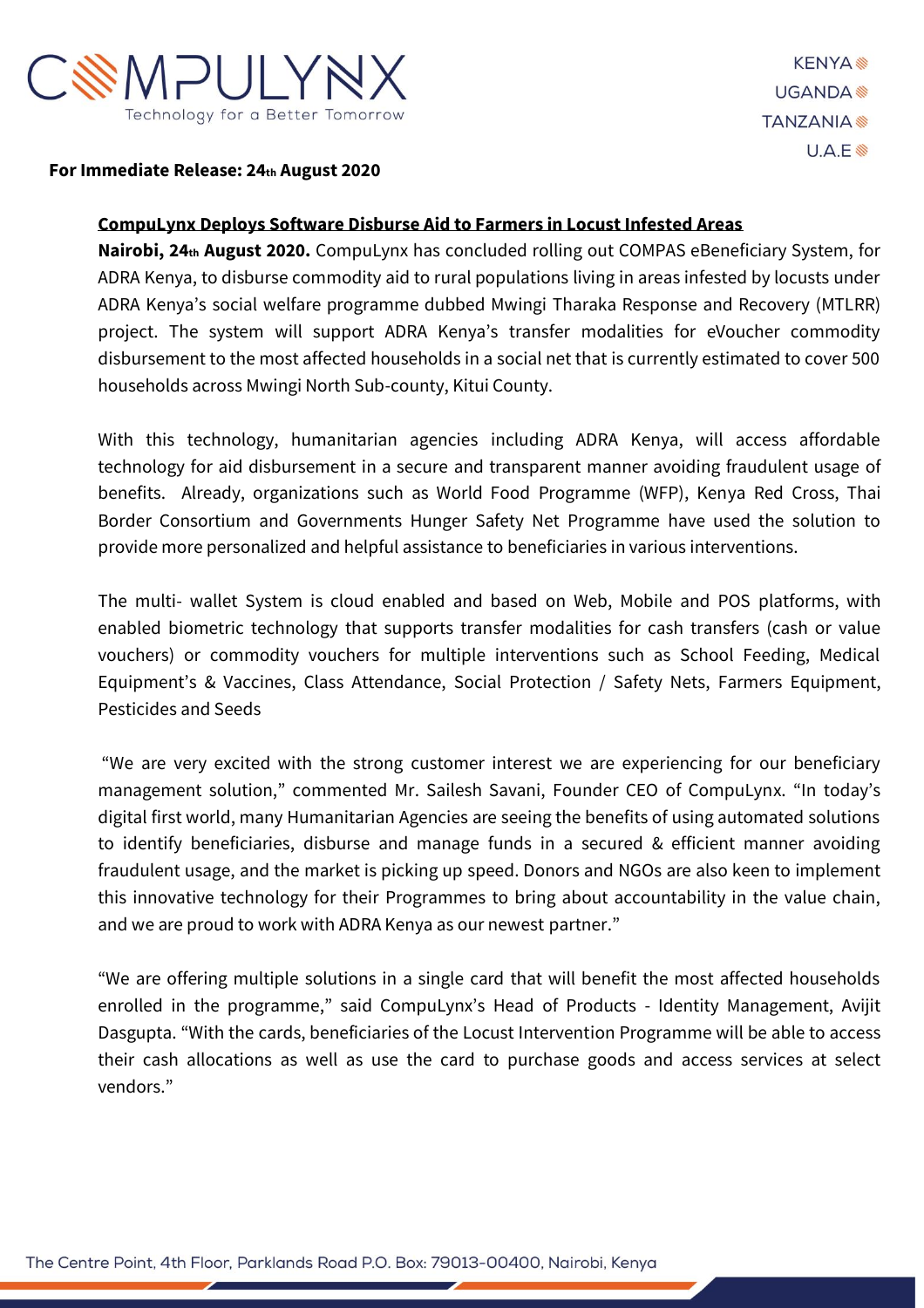COMPULYNX

Technology for a Better Tomorrow

KENYA
UGANDA
TANZANIA
U.A.E

**For Immediate Release: 24th August 2020**

**CompuLynx Deploys Software Disburse Aid to Farmers in Locust Infested Areas**

**Nairobi, 24th August 2020.** CompuLynx has concluded rolling out COMPAS eBeneficiary System, for ADRA Kenya, to disburse commodity aid to rural populations living in areas infested by locusts under ADRA Kenya's social welfare programme dubbed Mwingi Tharaka Response and Recovery (MTLRR) project. The system will support ADRA Kenya's transfer modalities for eVoucher commodity disbursement to the most affected households in a social net that is currently estimated to cover 500 households across Mwingi North Sub-county, Kitui County.

With this technology, humanitarian agencies including ADRA Kenya, will access affordable technology for aid disbursement in a secure and transparent manner avoiding fraudulent usage of benefits. Already, organizations such as World Food Programme (WFP), Kenya Red Cross, Thai Border Consortium and Governments Hunger Safety Net Programme have used the solution to provide more personalized and helpful assistance to beneficiaries in various interventions.

The multi- wallet System is cloud enabled and based on Web, Mobile and POS platforms, with enabled biometric technology that supports transfer modalities for cash transfers (cash or value vouchers) or commodity vouchers for multiple interventions such as School Feeding, Medical Equipment's & Vaccines, Class Attendance, Social Protection / Safety Nets, Farmers Equipment, Pesticides and Seeds

"We are very excited with the strong customer interest we are experiencing for our beneficiary management solution," commented Mr. Sailesh Savani, Founder CEO of CompuLynx. "In today's digital first world, many Humanitarian Agencies are seeing the benefits of using automated solutions to identify beneficiaries, disburse and manage funds in a secured & efficient manner avoiding fraudulent usage, and the market is picking up speed. Donors and NGOs are also keen to implement this innovative technology for their Programmes to bring about accountability in the value chain, and we are proud to work with ADRA Kenya as our newest partner."

"We are offering multiple solutions in a single card that will benefit the most affected households enrolled in the programme," said CompuLynx's Head of Products - Identity Management, Avijit Dasgupta. "With the cards, beneficiaries of the Locust Intervention Programme will be able to access their cash allocations as well as use the card to purchase goods and access services at select vendors."

The Centre Point, 4th Floor, Parklands Road P.O. Box: 79013-00400, Nairobi, Kenya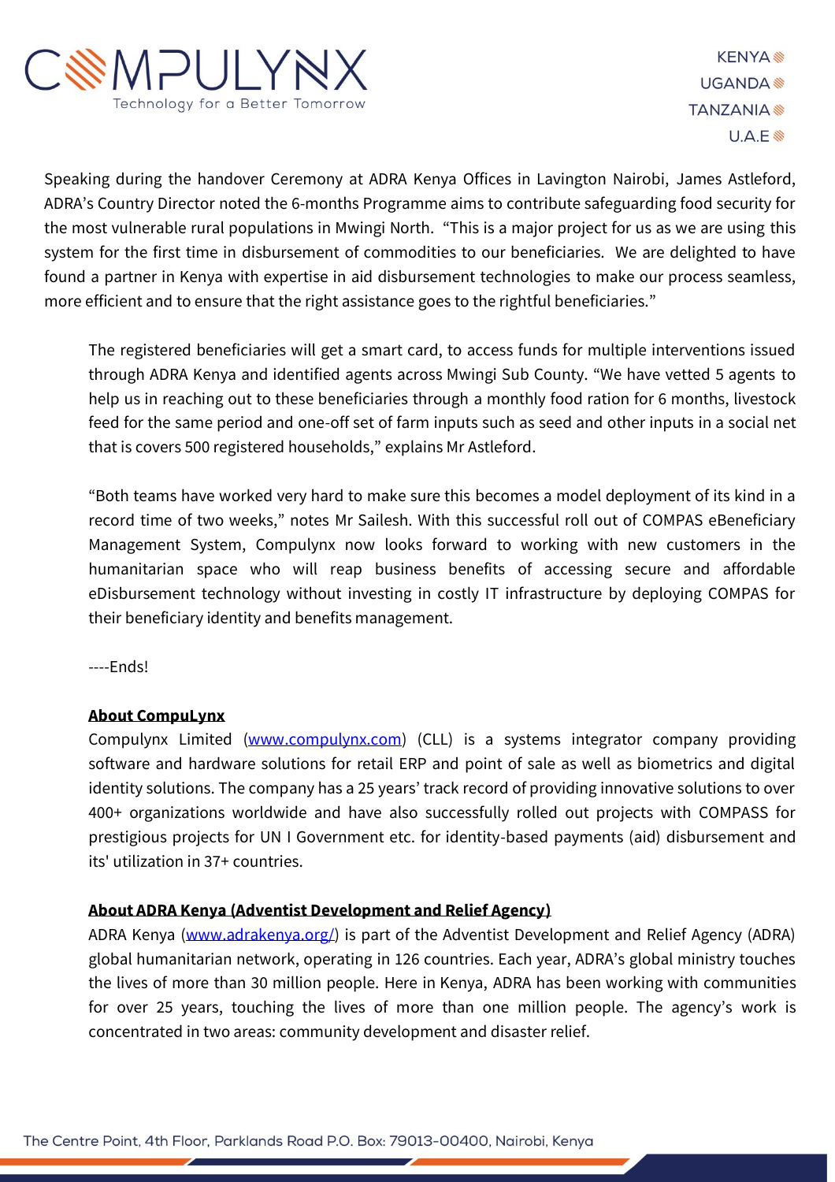Speaking during the handover Ceremony at ADRA Kenya Offices in Lavington Nairobi, James Astleford, ADRA's Country Director noted the 6-months Programme aims to contribute safeguarding food security for the most vulnerable rural populations in Mwingi North. "This is a major project for us as we are using this system for the first time in disbursement of commodities to our beneficiaries. We are delighted to have found a partner in Kenya with expertise in aid disbursement technologies to make our process seamless, more efficient and to ensure that the right assistance goes to the rightful beneficiaries."

The registered beneficiaries will get a smart card, to access funds for multiple interventions issued through ADRA Kenya and identified agents across Mwingi Sub County. "We have vetted 5 agents to help us in reaching out to these beneficiaries through a monthly food ration for 6 months, livestock feed for the same period and one-off set of farm inputs such as seed and other inputs in a social net that is covers 500 registered households," explains Mr Astleford.

"Both teams have worked very hard to make sure this becomes a model deployment of its kind in a record time of two weeks," notes Mr Sailesh. With this successful roll out of COMPAS eBeneficiary Management System, Compulynx now looks forward to working with new customers in the humanitarian space who will reap business benefits of accessing secure and affordable eDisbursement technology without investing in costly IT infrastructure by deploying COMPAS for their beneficiary identity and benefits management.

----Ends!

**About CompuLynx**

Compulynx Limited (www.compulynx.com) (CLL) is a systems integrator company providing software and hardware solutions for retail ERP and point of sale as well as biometrics and digital identity solutions. The company has a 25 years' track record of providing innovative solutions to over 400+ organizations worldwide and have also successfully rolled out projects with COMPASS for prestigious projects for UN I Government etc. for identity-based payments (aid) disbursement and its' utilization in 37+ countries.

**About ADRA Kenya (Adventist Development and Relief Agency)**

ADRA Kenya (www.adrakenya.org/) is part of the Adventist Development and Relief Agency (ADRA) global humanitarian network, operating in 126 countries. Each year, ADRA's global ministry touches the lives of more than 30 million people. Here in Kenya, ADRA has been working with communities for over 25 years, touching the lives of more than one million people. The agency's work is concentrated in two areas: community development and disaster relief.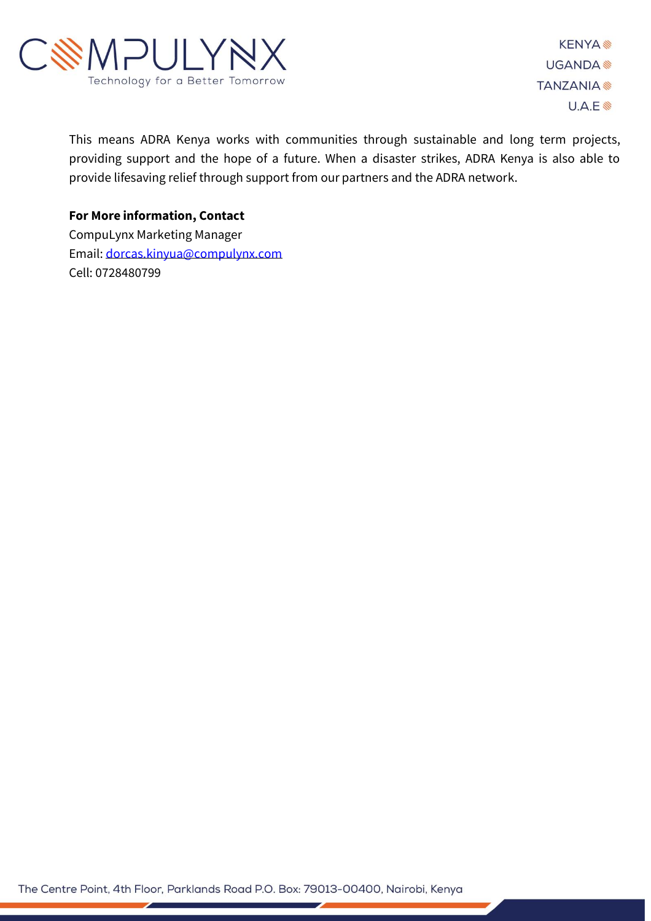This means ADRA Kenya works with communities through sustainable and long term projects, providing support and the hope of a future. When a disaster strikes, ADRA Kenya is also able to provide lifesaving relief through support from our partners and the ADRA network.

**For More information, Contact**
CompuLynx Marketing Manager
Email: dorcas.kinyua@compulynx.com
Cell: 0728480799